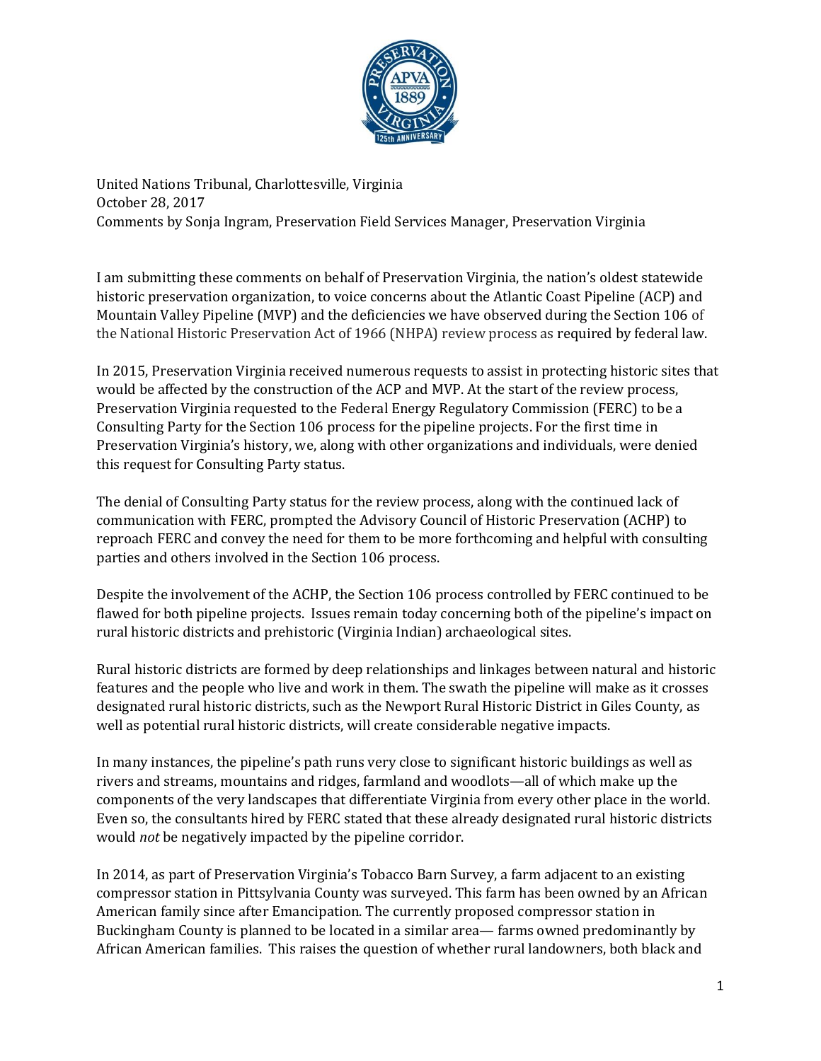United Nations Tribunal, Charlottesville, Virginia
October 28, 2017
Comments by Sonja Ingram, Preservation Field Services Manager, Preservation Virginia

I am submitting these comments on behalf of Preservation Virginia, the nation's oldest statewide historic preservation organization, to voice concerns about the Atlantic Coast Pipeline (ACP) and Mountain Valley Pipeline (MVP) and the deficiencies we have observed during the Section 106 of the National Historic Preservation Act of 1966 (NHPA) review process as required by federal law.

In 2015, Preservation Virginia received numerous requests to assist in protecting historic sites that would be affected by the construction of the ACP and MVP. At the start of the review process, Preservation Virginia requested to the Federal Energy Regulatory Commission (FERC) to be a Consulting Party for the Section 106 process for the pipeline projects. For the first time in Preservation Virginia's history, we, along with other organizations and individuals, were denied this request for Consulting Party status.

The denial of Consulting Party status for the review process, along with the continued lack of communication with FERC, prompted the Advisory Council of Historic Preservation (ACHP) to reproach FERC and convey the need for them to be more forthcoming and helpful with consulting parties and others involved in the Section 106 process.

Despite the involvement of the ACHP, the Section 106 process controlled by FERC continued to be flawed for both pipeline projects. Issues remain today concerning both of the pipeline's impact on rural historic districts and prehistoric (Virginia Indian) archaeological sites.

Rural historic districts are formed by deep relationships and linkages between natural and historic features and the people who live and work in them. The swath the pipeline will make as it crosses designated rural historic districts, such as the Newport Rural Historic District in Giles County, as well as potential rural historic districts, will create considerable negative impacts.

In many instances, the pipeline's path runs very close to significant historic buildings as well as rivers and streams, mountains and ridges, farmland and woodlots—all of which make up the components of the very landscapes that differentiate Virginia from every other place in the world. Even so, the consultants hired by FERC stated that these already designated rural historic districts would *not* be negatively impacted by the pipeline corridor.

In 2014, as part of Preservation Virginia's Tobacco Barn Survey, a farm adjacent to an existing compressor station in Pittsylvania County was surveyed. This farm has been owned by an African American family since after Emancipation. The currently proposed compressor station in Buckingham County is planned to be located in a similar area— farms owned predominantly by African American families. This raises the question of whether rural landowners, both black and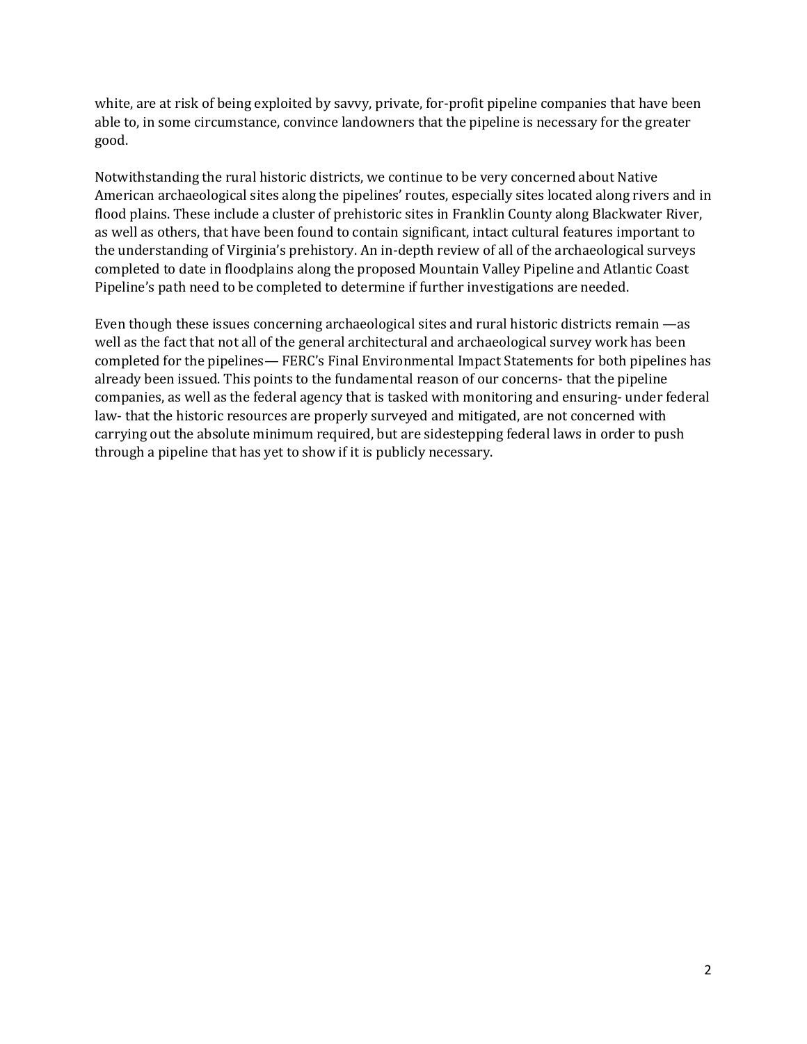white, are at risk of being exploited by savvy, private, for-profit pipeline companies that have been able to, in some circumstance, convince landowners that the pipeline is necessary for the greater good.

Notwithstanding the rural historic districts, we continue to be very concerned about Native American archaeological sites along the pipelines' routes, especially sites located along rivers and in flood plains. These include a cluster of prehistoric sites in Franklin County along Blackwater River, as well as others, that have been found to contain significant, intact cultural features important to the understanding of Virginia's prehistory. An in-depth review of all of the archaeological surveys completed to date in floodplains along the proposed Mountain Valley Pipeline and Atlantic Coast Pipeline's path need to be completed to determine if further investigations are needed.

Even though these issues concerning archaeological sites and rural historic districts remain —as well as the fact that not all of the general architectural and archaeological survey work has been completed for the pipelines— FERC's Final Environmental Impact Statements for both pipelines has already been issued. This points to the fundamental reason of our concerns- that the pipeline companies, as well as the federal agency that is tasked with monitoring and ensuring- under federal law- that the historic resources are properly surveyed and mitigated, are not concerned with carrying out the absolute minimum required, but are sidestepping federal laws in order to push through a pipeline that has yet to show if it is publicly necessary.